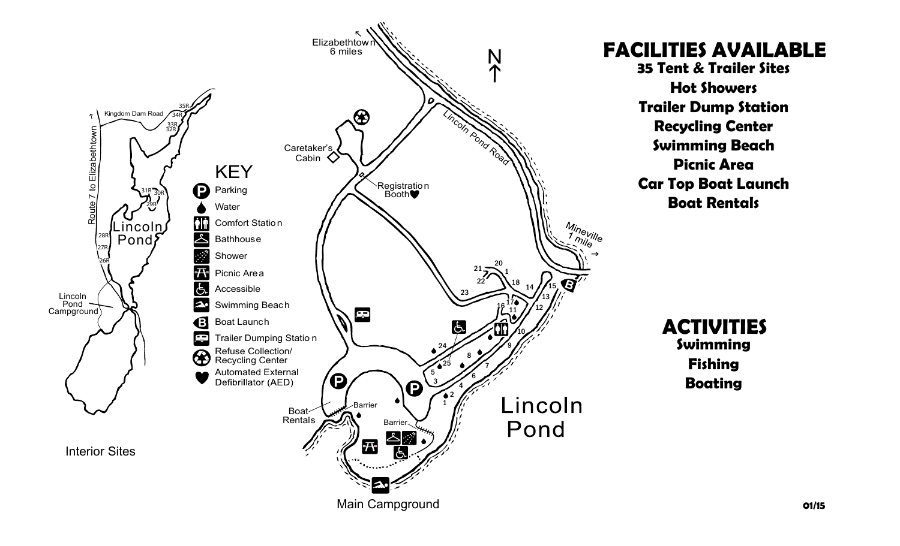# FACILITIES AVAILABLE

**35 Tent & Trailer Sites**

**Hot Showers**

**Trailer Dump Station**

**Recycling Center**

**Swimming Beach**

**Picnic Area**

**Car Top Boat Launch**

**Boat Rentals**

# ACTIVITIES

**Swimming**

**Fishing**

**Boating**

## KEY

- Parking
- Water
- Comfort Station
- Bathhouse
- Shower
- Picnic Area
- Accessible
- Swimming Beach
- Boat Launch
- Trailer Dumping Station
- Refuse Collection/ Recycling Center
- Automated External Defibrillator (AED)

Elizabethtown 6 miles

Lincoln Pond Road

Caretaker's Cabin

Registration Booth

Mineville 1 mile

Boat Rentals

Barrier

Lincoln Pond

Main Campground

Interior Sites

Route 7 to Elizabethtown

Kingdom Dam Road

Lincoln Pond Campground

01/15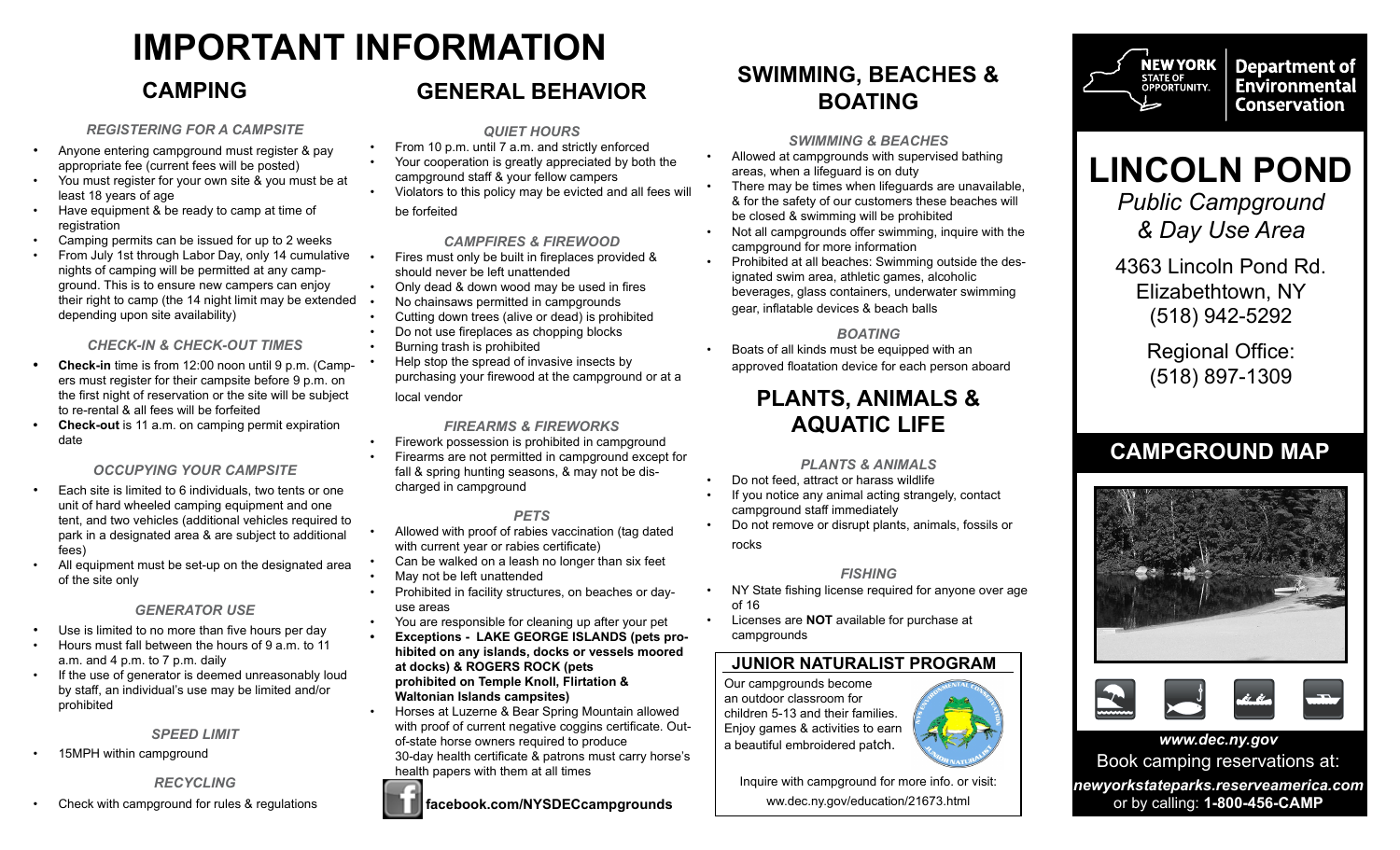# IMPORTANT INFORMATION

## CAMPING

### REGISTERING FOR A CAMPSITE

- Anyone entering campground must register & pay appropriate fee (current fees will be posted)
- You must register for your own site & you must be at least 18 years of age
- Have equipment & be ready to camp at time of registration
- Camping permits can be issued for up to 2 weeks
- From July 1st through Labor Day, only 14 cumulative nights of camping will be permitted at any campground. This is to ensure new campers can enjoy their right to camp (the 14 night limit may be extended depending upon site availability)

### CHECK-IN & CHECK-OUT TIMES

- **Check-in** time is from 12:00 noon until 9 p.m. (Campers must register for their campsite before 9 p.m. on the first night of reservation or the site will be subject to re-rental & all fees will be forfeited
- **Check-out** is 11 a.m. on camping permit expiration date

### OCCUPYING YOUR CAMPSITE

- Each site is limited to 6 individuals, two tents or one unit of hard wheeled camping equipment and one tent, and two vehicles (additional vehicles required to park in a designated area & are subject to additional fees)
- All equipment must be set-up on the designated area of the site only

### GENERATOR USE

- Use is limited to no more than five hours per day
- Hours must fall between the hours of 9 a.m. to 11 a.m. and 4 p.m. to 7 p.m. daily
- If the use of generator is deemed unreasonably loud by staff, an individual's use may be limited and/or prohibited

### SPEED LIMIT

- 15MPH within campground

### RECYCLING

- Check with campground for rules & regulations

## GENERAL BEHAVIOR

### QUIET HOURS

- From 10 p.m. until 7 a.m. and strictly enforced
- Your cooperation is greatly appreciated by both the campground staff & your fellow campers
- Violators to this policy may be evicted and all fees will be forfeited

### CAMPFIRES & FIREWOOD

- Fires must only be built in fireplaces provided & should never be left unattended
- Only dead & down wood may be used in fires
- No chainsaws permitted in campgrounds
- Cutting down trees (alive or dead) is prohibited
- Do not use fireplaces as chopping blocks
- Burning trash is prohibited
- Help stop the spread of invasive insects by purchasing your firewood at the campground or at a local vendor

### FIREARMS & FIREWORKS

- Firework possession is prohibited in campground
- Firearms are not permitted in campground except for fall & spring hunting seasons, & may not be discharged in campground

### PETS

- Allowed with proof of rabies vaccination (tag dated with current year or rabies certificate)
- Can be walked on a leash no longer than six feet
- May not be left unattended
- Prohibited in facility structures, on beaches or day-use areas
- You are responsible for cleaning up after your pet
- **Exceptions - LAKE GEORGE ISLANDS (pets prohibited on any islands, docks or vessels moored at docks) & ROGERS ROCK (pets prohibited on Temple Knoll, Flirtation & Waltonian Islands campsites)**
- Horses at Luzerne & Bear Spring Mountain allowed with proof of current negative coggins certificate. Out-of-state horse owners required to produce 30-day health certificate & patrons must carry horse's health papers with them at all times

**facebook.com/NYSDECcampgrounds**

## SWIMMING, BEACHES & BOATING

### SWIMMING & BEACHES

- Allowed at campgrounds with supervised bathing areas, when a lifeguard is on duty
- There may be times when lifeguards are unavailable, & for the safety of our customers these beaches will be closed & swimming will be prohibited
- Not all campgrounds offer swimming, inquire with the campground for more information
- Prohibited at all beaches: Swimming outside the designated swim area, athletic games, alcoholic beverages, glass containers, underwater swimming gear, inflatable devices & beach balls

### BOATING

- Boats of all kinds must be equipped with an approved floatation device for each person aboard

## PLANTS, ANIMALS & AQUATIC LIFE

### PLANTS & ANIMALS

- Do not feed, attract or harass wildlife
- If you notice any animal acting strangely, contact campground staff immediately
- Do not remove or disrupt plants, animals, fossils or rocks

### FISHING

- NY State fishing license required for anyone over age of 16
- Licenses are **NOT** available for purchase at campgrounds

### JUNIOR NATURALIST PROGRAM

Our campgrounds become an outdoor classroom for children 5-13 and their families. Enjoy games & activities to earn a beautiful embroidered patch.

Inquire with campground for more info. or visit: ww.dec.ny.gov/education/21673.html

NEW YORK STATE OF OPPORTUNITY. | Department of Environmental Conservation

# LINCOLN POND

*Public Campground & Day Use Area*

4363 Lincoln Pond Rd.
Elizabethtown, NY
(518) 942-5292

Regional Office:
(518) 897-1309

## CAMPGROUND MAP

***www.dec.ny.gov***

Book camping reservations at:

***newyorkstateparks.reserveamerica.com***
or by calling: **1-800-456-CAMP**